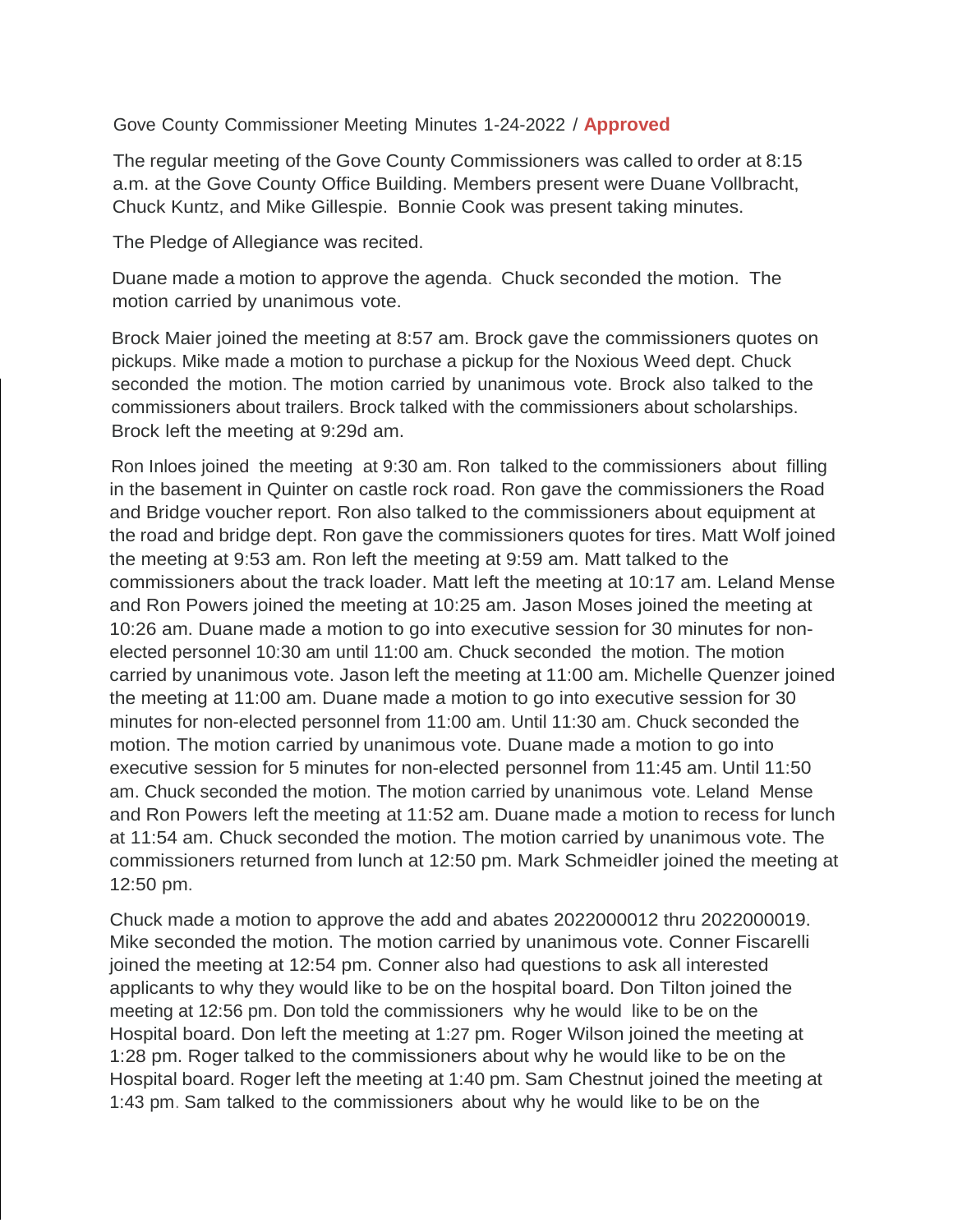Gove County Commissioner Meeting Minutes 1-24-2022 / **Approved**

The regular meeting of the Gove County Commissioners was called to order at 8:15 a.m. at the Gove County Office Building. Members present were Duane Vollbracht, Chuck Kuntz, and Mike Gillespie. Bonnie Cook was present taking minutes.

The Pledge of Allegiance was recited.

Duane made a motion to approve the agenda. Chuck seconded the motion. The motion carried by unanimous vote.

Brock Maier joined the meeting at 8:57 am. Brock gave the commissioners quotes on pickups. Mike made a motion to purchase a pickup for the Noxious Weed dept. Chuck seconded the motion. The motion carried by unanimous vote. Brock also talked to the commissioners about trailers. Brock talked with the commissioners about scholarships. Brock left the meeting at 9:29d am.

Ron Inloes joined the meeting at 9:30 am. Ron talked to the commissioners about filling in the basement in Quinter on castle rock road. Ron gave the commissioners the Road and Bridge voucher report. Ron also talked to the commissioners about equipment at the road and bridge dept. Ron gave the commissioners quotes for tires. Matt Wolf joined the meeting at 9:53 am. Ron left the meeting at 9:59 am. Matt talked to the commissioners about the track loader. Matt left the meeting at 10:17 am. Leland Mense and Ron Powers joined the meeting at 10:25 am. Jason Moses joined the meeting at 10:26 am. Duane made a motion to go into executive session for 30 minutes for non-elected personnel 10:30 am until 11:00 am. Chuck seconded the motion. The motion carried by unanimous vote. Jason left the meeting at 11:00 am. Michelle Quenzer joined the meeting at 11:00 am. Duane made a motion to go into executive session for 30 minutes for non-elected personnel from 11:00 am. Until 11:30 am. Chuck seconded the motion. The motion carried by unanimous vote. Duane made a motion to go into executive session for 5 minutes for non-elected personnel from 11:45 am. Until 11:50 am. Chuck seconded the motion. The motion carried by unanimous vote. Leland Mense and Ron Powers left the meeting at 11:52 am. Duane made a motion to recess for lunch at 11:54 am. Chuck seconded the motion. The motion carried by unanimous vote. The commissioners returned from lunch at 12:50 pm. Mark Schmeidler joined the meeting at 12:50 pm.

Chuck made a motion to approve the add and abates 2022000012 thru 2022000019. Mike seconded the motion. The motion carried by unanimous vote. Conner Fiscarelli joined the meeting at 12:54 pm. Conner also had questions to ask all interested applicants to why they would like to be on the hospital board. Don Tilton joined the meeting at 12:56 pm. Don told the commissioners why he would like to be on the Hospital board. Don left the meeting at 1:27 pm. Roger Wilson joined the meeting at 1:28 pm. Roger talked to the commissioners about why he would like to be on the Hospital board. Roger left the meeting at 1:40 pm. Sam Chestnut joined the meeting at 1:43 pm. Sam talked to the commissioners about why he would like to be on the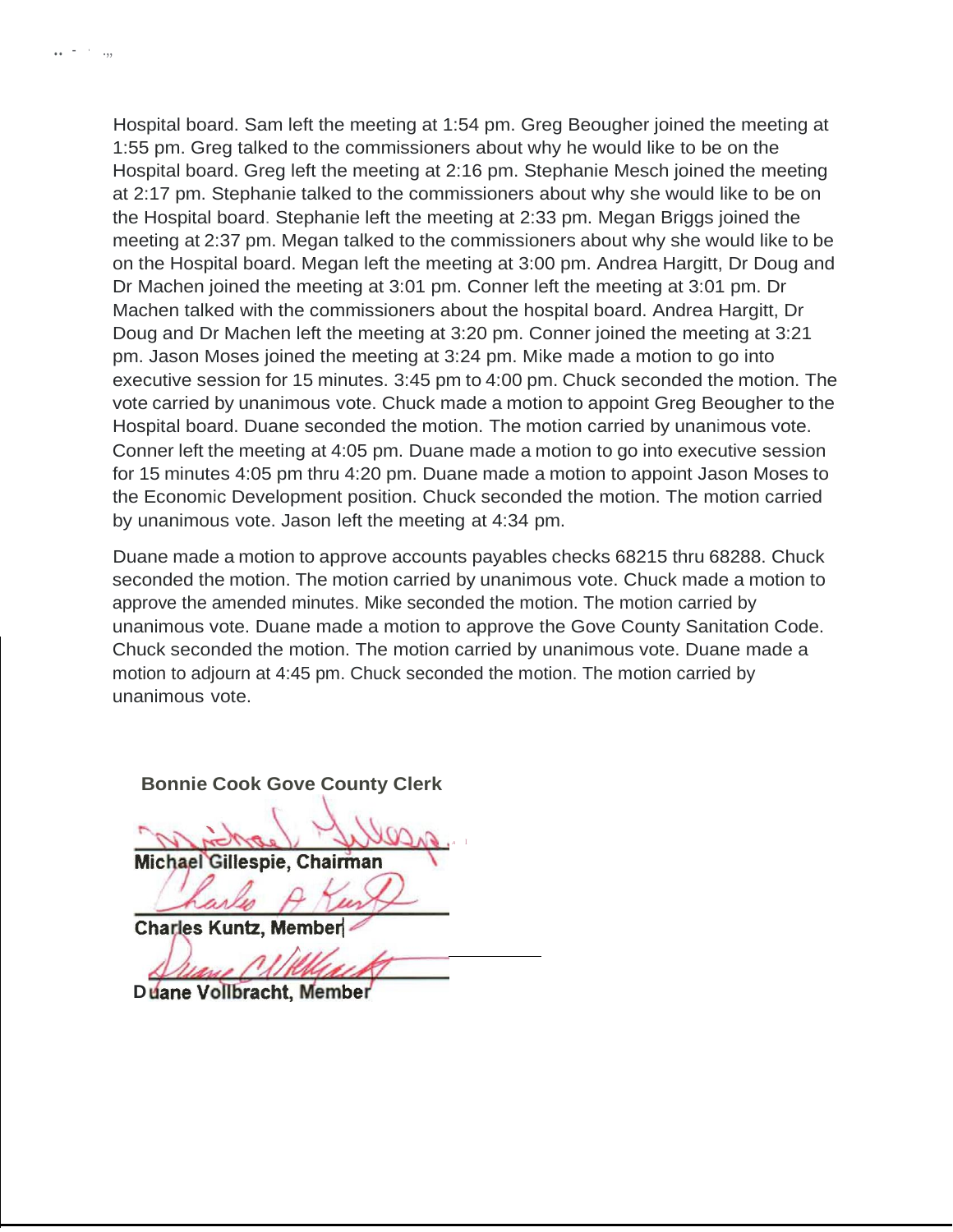Hospital board. Sam left the meeting at 1:54 pm. Greg Beougher joined the meeting at 1:55 pm. Greg talked to the commissioners about why he would like to be on the Hospital board. Greg left the meeting at 2:16 pm. Stephanie Mesch joined the meeting at 2:17 pm. Stephanie talked to the commissioners about why she would like to be on the Hospital board. Stephanie left the meeting at 2:33 pm. Megan Briggs joined the meeting at 2:37 pm. Megan talked to the commissioners about why she would like to be on the Hospital board. Megan left the meeting at 3:00 pm. Andrea Hargitt, Dr Doug and Dr Machen joined the meeting at 3:01 pm. Conner left the meeting at 3:01 pm. Dr Machen talked with the commissioners about the hospital board. Andrea Hargitt, Dr Doug and Dr Machen left the meeting at 3:20 pm. Conner joined the meeting at 3:21 pm. Jason Moses joined the meeting at 3:24 pm. Mike made a motion to go into executive session for 15 minutes. 3:45 pm to 4:00 pm. Chuck seconded the motion. The vote carried by unanimous vote. Chuck made a motion to appoint Greg Beougher to the Hospital board. Duane seconded the motion. The motion carried by unanimous vote. Conner left the meeting at 4:05 pm. Duane made a motion to go into executive session for 15 minutes 4:05 pm thru 4:20 pm. Duane made a motion to appoint Jason Moses to the Economic Development position. Chuck seconded the motion. The motion carried by unanimous vote. Jason left the meeting at 4:34 pm.

Duane made a motion to approve accounts payables checks 68215 thru 68288. Chuck seconded the motion. The motion carried by unanimous vote. Chuck made a motion to approve the amended minutes. Mike seconded the motion. The motion carried by unanimous vote. Duane made a motion to approve the Gove County Sanitation Code. Chuck seconded the motion. The motion carried by unanimous vote. Duane made a motion to adjourn at 4:45 pm. Chuck seconded the motion. The motion carried by unanimous vote.

**Bonnie Cook Gove County Clerk**

**Michael Gillespie, Chairman**

**Charles Kuntz, Member**

**Duane Vollbracht, Member**